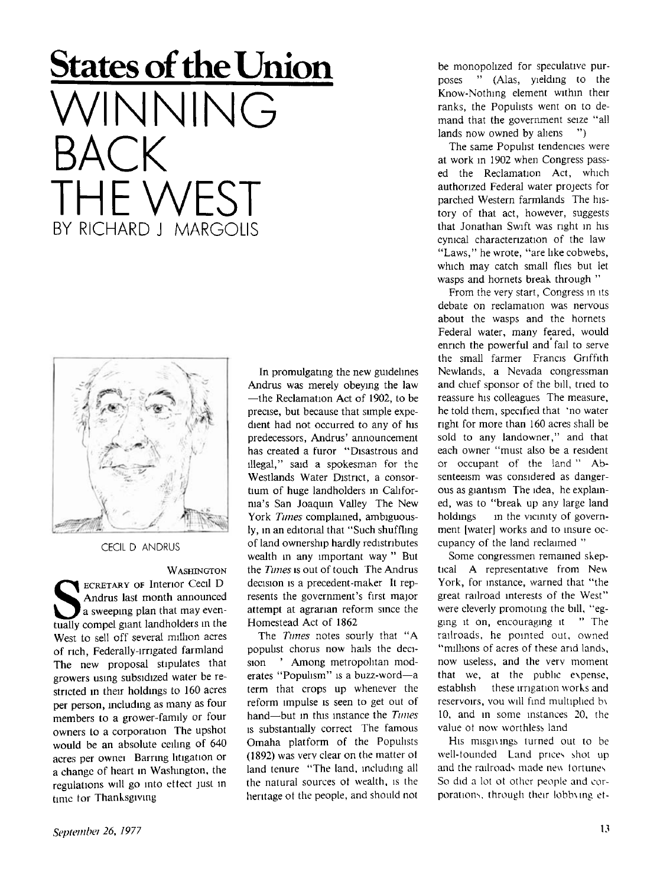# States of the Union

# WINNING BACK THE WEST

BY RICHARD J MARGOLIS

CECIL D ANDRUS

WASHINGTON

SECRETARY OF Interior Cecil D Andrus last month announced a sweeping plan that may eventually compel giant landholders in the West to sell off several million acres of rich, Federally-irrigated farmland The new proposal stipulates that growers using subsidized water be restricted in their holdings to 160 acres per person, including as many as four members to a grower-family or four owners to a corporation The upshot would be an absolute ceiling of 640 acres per owner Barring litigation or a change of heart in Washington, the regulations will go into effect just in time for Thanksgiving

In promulgating the new guidelines Andrus was merely obeying the law —the Reclamation Act of 1902, to be precise, but because that simple expedient had not occurred to any of his predecessors, Andrus' announcement has created a furor "Disastrous and illegal," said a spokesman for the Westlands Water District, a consortium of huge landholders in California's San Joaquin Valley The New York *Times* complained, ambiguously, in an editorial that "Such shuffling of land ownership hardly redistributes wealth in any important way " But the *Times* is out of touch The Andrus decision is a precedent-maker It represents the government's first major attempt at agrarian reform since the Homestead Act of 1862

The *Times* notes sourly that "A populist chorus now hails the decision " Among metropolitan moderates "Populism" is a buzz-word—a term that crops up whenever the reform impulse is seen to get out of hand—but in this instance the *Times* is substantially correct The famous Omaha platform of the Populists (1892) was very clear on the matter of land tenure "The land, including all the natural sources of wealth, is the heritage of the people, and should not be monopolized for speculative purposes " (Alas, yielding to the Know-Nothing element within their ranks, the Populists went on to demand that the government seize "all lands now owned by aliens ")

The same Populist tendencies were at work in 1902 when Congress passed the Reclamation Act, which authorized Federal water projects for parched Western farmlands The history of that act, however, suggests that Jonathan Swift was right in his cynical characterization of the law "Laws," he wrote, "are like cobwebs, which may catch small flies but let wasps and hornets break through "

From the very start, Congress in its debate on reclamation was nervous about the wasps and the hornets Federal water, many feared, would enrich the powerful and fail to serve the small farmer Francis Griffith Newlands, a Nevada congressman and chief sponsor of the bill, tried to reassure his colleagues The measure, he told them, specified that 'no water right for more than 160 acres shall be sold to any landowner," and that each owner "must also be a resident or occupant of the land " Absenteeism was considered as dangerous as giantism The idea, he explained, was to "break up any large land holdings in the vicinity of government [water] works and to insure occupancy of the land reclaimed "

Some congressmen remained skeptical A representative from New York, for instance, warned that "the great railroad interests of the West" were cleverly promoting the bill, "egging it on, encouraging it " The railroads, he pointed out, owned "millions of acres of these arid lands, now useless, and the very moment that we, at the public expense, establish these irrigation works and reservoirs, you will find multiplied by 10, and in some instances 20, the value of now worthless land

His misgivings turned out to be well-founded Land prices shot up and the railroads made new fortunes So did a lot of other people and corporations, through their lobbying et-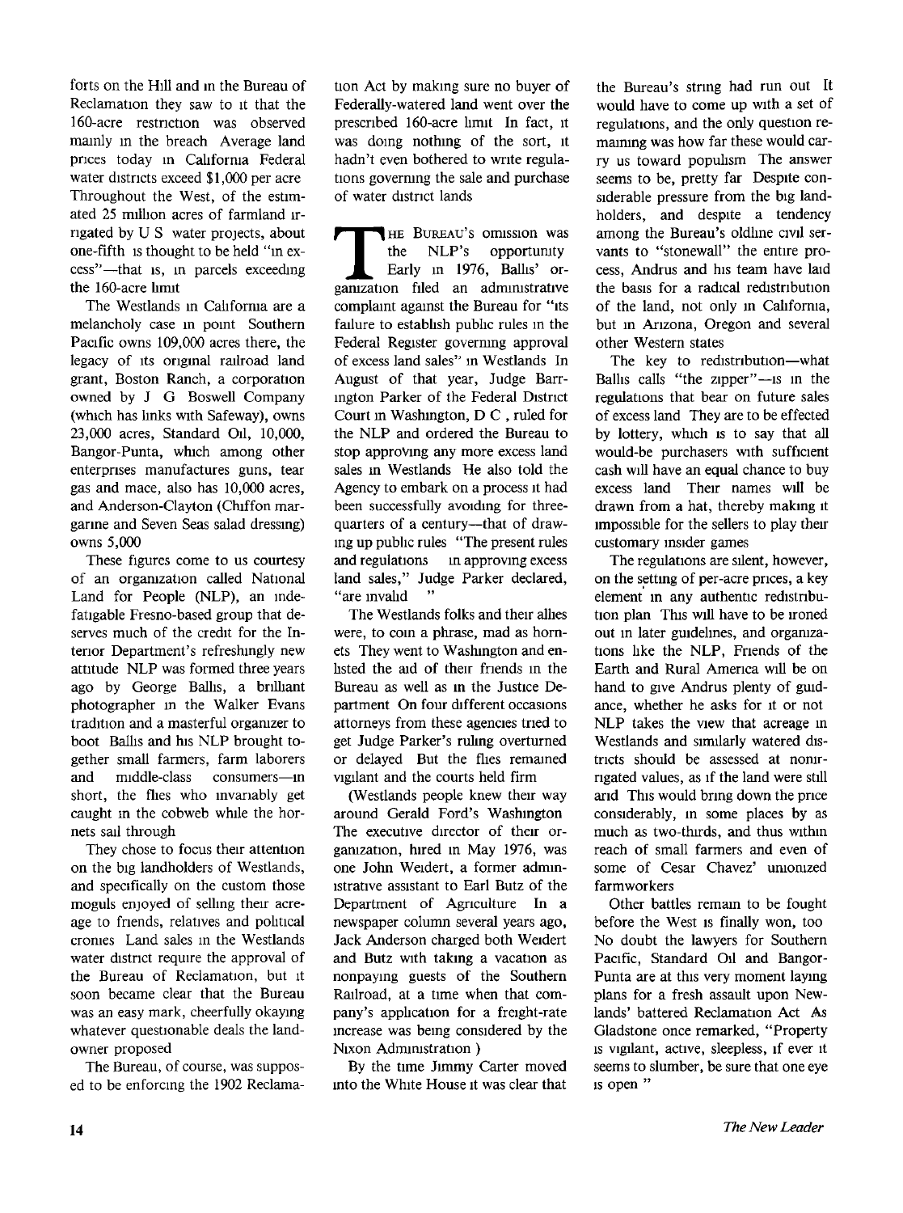forts on the Hill and in the Bureau of Reclamation they saw to it that the 160-acre restriction was observed mainly in the breach Average land prices today in California Federal water districts exceed $1,000 per acre Throughout the West, of the estimated 25 million acres of farmland irrigated by U S water projects, about one-fifth is thought to be held "in excess"—that is, in parcels exceeding the 160-acre limit

The Westlands in California are a melancholy case in point Southern Pacific owns 109,000 acres there, the legacy of its original railroad land grant, Boston Ranch, a corporation owned by J G Boswell Company (which has links with Safeway), owns 23,000 acres, Standard Oil, 10,000, Bangor-Punta, which among other enterprises manufactures guns, tear gas and mace, also has 10,000 acres, and Anderson-Clayton (Chiffon margarine and Seven Seas salad dressing) owns 5,000

These figures come to us courtesy of an organization called National Land for People (NLP), an indefatigable Fresno-based group that deserves much of the credit for the Interior Department's refreshingly new attitude NLP was formed three years ago by George Ballis, a brilliant photographer in the Walker Evans tradition and a masterful organizer to boot Ballis and his NLP brought together small farmers, farm laborers and middle-class consumers—in short, the flies who invariably get caught in the cobweb while the hornets sail through

They chose to focus their attention on the big landholders of Westlands, and specifically on the custom those moguls enjoyed of selling their acreage to friends, relatives and political cronies Land sales in the Westlands water district require the approval of the Bureau of Reclamation, but it soon became clear that the Bureau was an easy mark, cheerfully okaying whatever questionable deals the landowner proposed

The Bureau, of course, was supposed to be enforcing the 1902 Reclamation Act by making sure no buyer of Federally-watered land went over the prescribed 160-acre limit In fact, it was doing nothing of the sort, it hadn't even bothered to write regulations governing the sale and purchase of water district lands

THE BUREAU's omission was the NLP's opportunity Early in 1976, Ballis' organization filed an administrative complaint against the Bureau for "its failure to establish public rules in the Federal Register governing approval of excess land sales" in Westlands In August of that year, Judge Barrington Parker of the Federal District Court in Washington, D C , ruled for the NLP and ordered the Bureau to stop approving any more excess land sales in Westlands He also told the Agency to embark on a process it had been successfully avoiding for three-quarters of a century—that of drawing up public rules "The present rules and regulations in approving excess land sales," Judge Parker declared, "are invalid "

The Westlands folks and their allies were, to coin a phrase, mad as hornets They went to Washington and enlisted the aid of their friends in the Bureau as well as in the Justice Department On four different occasions attorneys from these agencies tried to get Judge Parker's ruling overturned or delayed But the flies remained vigilant and the courts held firm

(Westlands people knew their way around Gerald Ford's Washington The executive director of their organization, hired in May 1976, was one John Weidert, a former administrative assistant to Earl Butz of the Department of Agriculture In a newspaper column several years ago, Jack Anderson charged both Weidert and Butz with taking a vacation as nonpaying guests of the Southern Railroad, at a time when that company's application for a freight-rate increase was being considered by the Nixon Administration )

By the time Jimmy Carter moved into the White House it was clear that the Bureau's string had run out It would have to come up with a set of regulations, and the only question remaining was how far these would carry us toward populism The answer seems to be, pretty far Despite considerable pressure from the big landholders, and despite a tendency among the Bureau's oldline civil servants to "stonewall" the entire process, Andrus and his team have laid the basis for a radical redistribution of the land, not only in California, but in Arizona, Oregon and several other Western states

The key to redistribution—what Ballis calls "the zipper"—is in the regulations that bear on future sales of excess land They are to be effected by lottery, which is to say that all would-be purchasers with sufficient cash will have an equal chance to buy excess land Their names will be drawn from a hat, thereby making it impossible for the sellers to play their customary insider games

The regulations are silent, however, on the setting of per-acre prices, a key element in any authentic redistribution plan This will have to be ironed out in later guidelines, and organizations like the NLP, Friends of the Earth and Rural America will be on hand to give Andrus plenty of guidance, whether he asks for it or not NLP takes the view that acreage in Westlands and similarly watered districts should be assessed at nonirrigated values, as if the land were still arid This would bring down the price considerably, in some places by as much as two-thirds, and thus within reach of small farmers and even of some of Cesar Chavez' unionized farmworkers

Other battles remain to be fought before the West is finally won, too No doubt the lawyers for Southern Pacific, Standard Oil and Bangor-Punta are at this very moment laying plans for a fresh assault upon Newlands' battered Reclamation Act As Gladstone once remarked, "Property is vigilant, active, sleepless, if ever it seems to slumber, be sure that one eye is open "